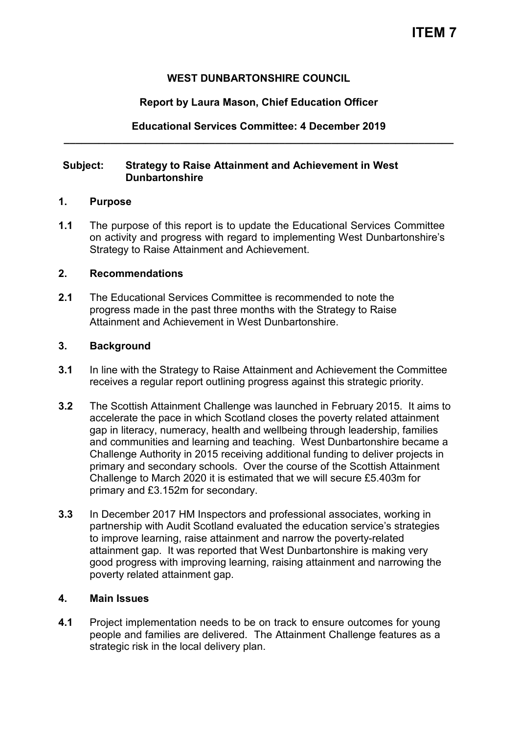**ITEM 7**

**WEST DUNBARTONSHIRE COUNCIL**

**Report by Laura Mason, Chief Education Officer**

**Educational Services Committee: 4 December 2019**

---

**Subject: Strategy to Raise Attainment and Achievement in West Dunbartonshire**

## 1. Purpose

**1.1** The purpose of this report is to update the Educational Services Committee on activity and progress with regard to implementing West Dunbartonshire's Strategy to Raise Attainment and Achievement.

## 2. Recommendations

**2.1** The Educational Services Committee is recommended to note the progress made in the past three months with the Strategy to Raise Attainment and Achievement in West Dunbartonshire.

## 3. Background

**3.1** In line with the Strategy to Raise Attainment and Achievement the Committee receives a regular report outlining progress against this strategic priority.

**3.2** The Scottish Attainment Challenge was launched in February 2015. It aims to accelerate the pace in which Scotland closes the poverty related attainment gap in literacy, numeracy, health and wellbeing through leadership, families and communities and learning and teaching. West Dunbartonshire became a Challenge Authority in 2015 receiving additional funding to deliver projects in primary and secondary schools. Over the course of the Scottish Attainment Challenge to March 2020 it is estimated that we will secure £5.403m for primary and £3.152m for secondary.

**3.3** In December 2017 HM Inspectors and professional associates, working in partnership with Audit Scotland evaluated the education service's strategies to improve learning, raise attainment and narrow the poverty-related attainment gap. It was reported that West Dunbartonshire is making very good progress with improving learning, raising attainment and narrowing the poverty related attainment gap.

## 4. Main Issues

**4.1** Project implementation needs to be on track to ensure outcomes for young people and families are delivered. The Attainment Challenge features as a strategic risk in the local delivery plan.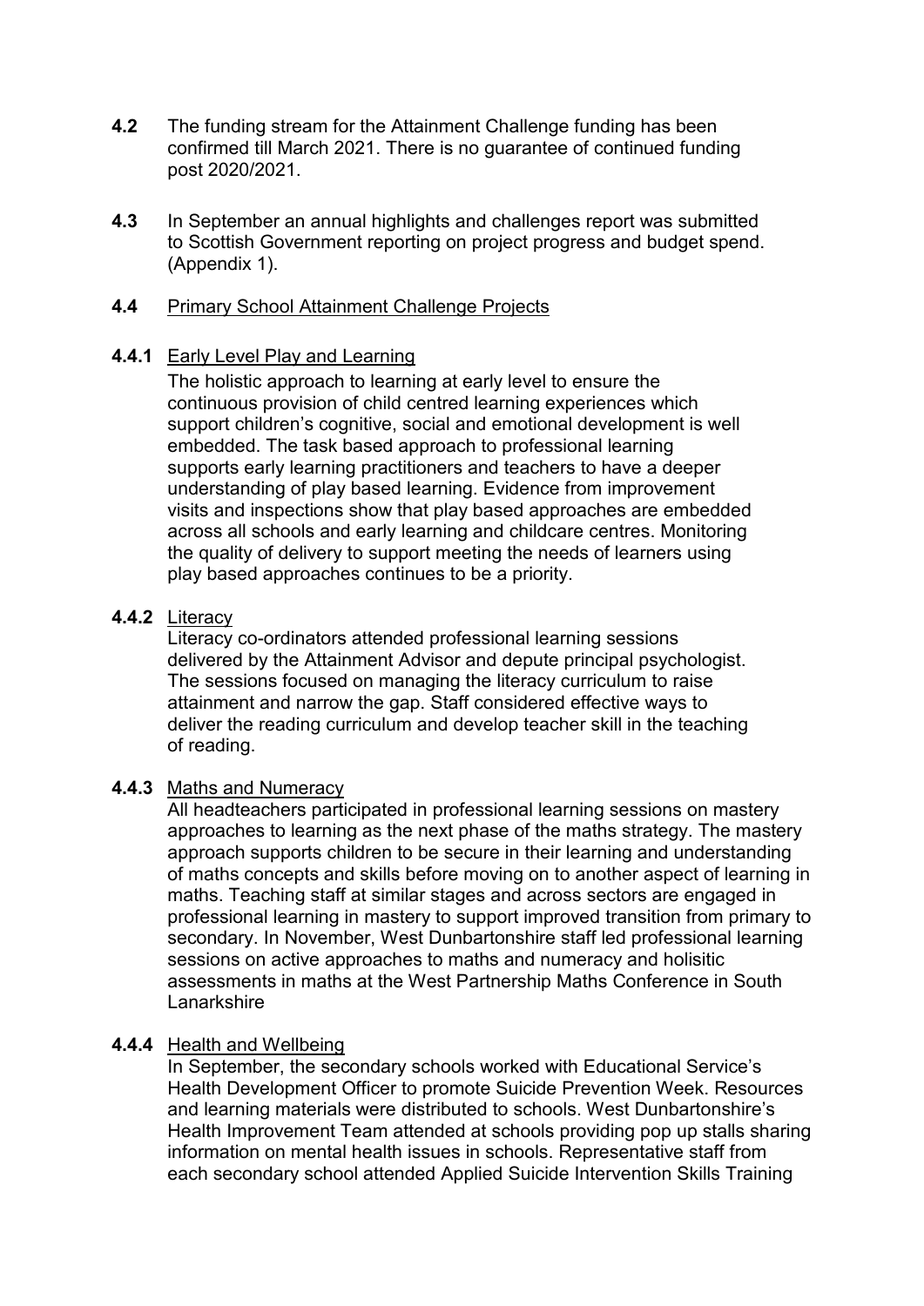**4.2** The funding stream for the Attainment Challenge funding has been confirmed till March 2021. There is no guarantee of continued funding post 2020/2021.

**4.3** In September an annual highlights and challenges report was submitted to Scottish Government reporting on project progress and budget spend. (Appendix 1).

**4.4** Primary School Attainment Challenge Projects

**4.4.1** Early Level Play and Learning

The holistic approach to learning at early level to ensure the continuous provision of child centred learning experiences which support children's cognitive, social and emotional development is well embedded. The task based approach to professional learning supports early learning practitioners and teachers to have a deeper understanding of play based learning. Evidence from improvement visits and inspections show that play based approaches are embedded across all schools and early learning and childcare centres. Monitoring the quality of delivery to support meeting the needs of learners using play based approaches continues to be a priority.

**4.4.2** Literacy

Literacy co-ordinators attended professional learning sessions delivered by the Attainment Advisor and depute principal psychologist. The sessions focused on managing the literacy curriculum to raise attainment and narrow the gap. Staff considered effective ways to deliver the reading curriculum and develop teacher skill in the teaching of reading.

**4.4.3** Maths and Numeracy

All headteachers participated in professional learning sessions on mastery approaches to learning as the next phase of the maths strategy. The mastery approach supports children to be secure in their learning and understanding of maths concepts and skills before moving on to another aspect of learning in maths. Teaching staff at similar stages and across sectors are engaged in professional learning in mastery to support improved transition from primary to secondary. In November, West Dunbartonshire staff led professional learning sessions on active approaches to maths and numeracy and holisitic assessments in maths at the West Partnership Maths Conference in South Lanarkshire

**4.4.4** Health and Wellbeing

In September, the secondary schools worked with Educational Service's Health Development Officer to promote Suicide Prevention Week. Resources and learning materials were distributed to schools. West Dunbartonshire's Health Improvement Team attended at schools providing pop up stalls sharing information on mental health issues in schools. Representative staff from each secondary school attended Applied Suicide Intervention Skills Training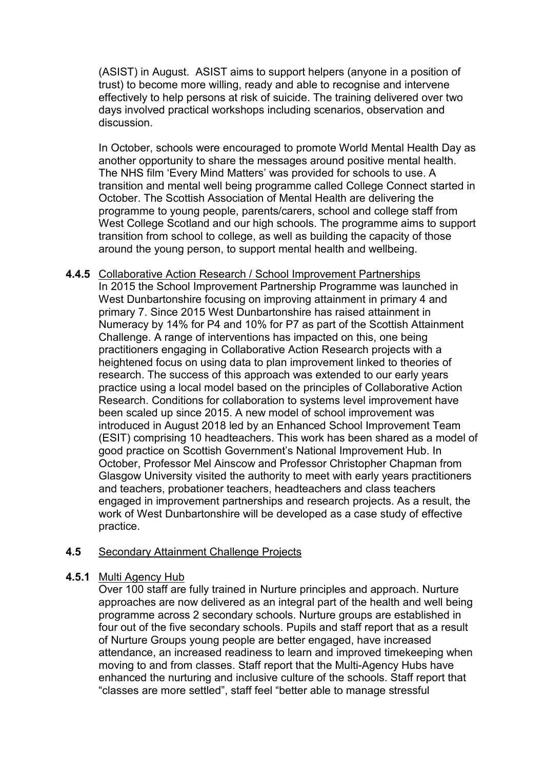(ASIST) in August. ASIST aims to support helpers (anyone in a position of trust) to become more willing, ready and able to recognise and intervene effectively to help persons at risk of suicide. The training delivered over two days involved practical workshops including scenarios, observation and discussion.

In October, schools were encouraged to promote World Mental Health Day as another opportunity to share the messages around positive mental health. The NHS film 'Every Mind Matters' was provided for schools to use. A transition and mental well being programme called College Connect started in October. The Scottish Association of Mental Health are delivering the programme to young people, parents/carers, school and college staff from West College Scotland and our high schools. The programme aims to support transition from school to college, as well as building the capacity of those around the young person, to support mental health and wellbeing.

**4.4.5** Collaborative Action Research / School Improvement Partnerships

In 2015 the School Improvement Partnership Programme was launched in West Dunbartonshire focusing on improving attainment in primary 4 and primary 7. Since 2015 West Dunbartonshire has raised attainment in Numeracy by 14% for P4 and 10% for P7 as part of the Scottish Attainment Challenge. A range of interventions has impacted on this, one being practitioners engaging in Collaborative Action Research projects with a heightened focus on using data to plan improvement linked to theories of research. The success of this approach was extended to our early years practice using a local model based on the principles of Collaborative Action Research. Conditions for collaboration to systems level improvement have been scaled up since 2015. A new model of school improvement was introduced in August 2018 led by an Enhanced School Improvement Team (ESIT) comprising 10 headteachers. This work has been shared as a model of good practice on Scottish Government's National Improvement Hub. In October, Professor Mel Ainscow and Professor Christopher Chapman from Glasgow University visited the authority to meet with early years practitioners and teachers, probationer teachers, headteachers and class teachers engaged in improvement partnerships and research projects. As a result, the work of West Dunbartonshire will be developed as a case study of effective practice.

**4.5** Secondary Attainment Challenge Projects

**4.5.1** Multi Agency Hub

Over 100 staff are fully trained in Nurture principles and approach. Nurture approaches are now delivered as an integral part of the health and well being programme across 2 secondary schools. Nurture groups are established in four out of the five secondary schools. Pupils and staff report that as a result of Nurture Groups young people are better engaged, have increased attendance, an increased readiness to learn and improved timekeeping when moving to and from classes. Staff report that the Multi-Agency Hubs have enhanced the nurturing and inclusive culture of the schools. Staff report that "classes are more settled", staff feel "better able to manage stressful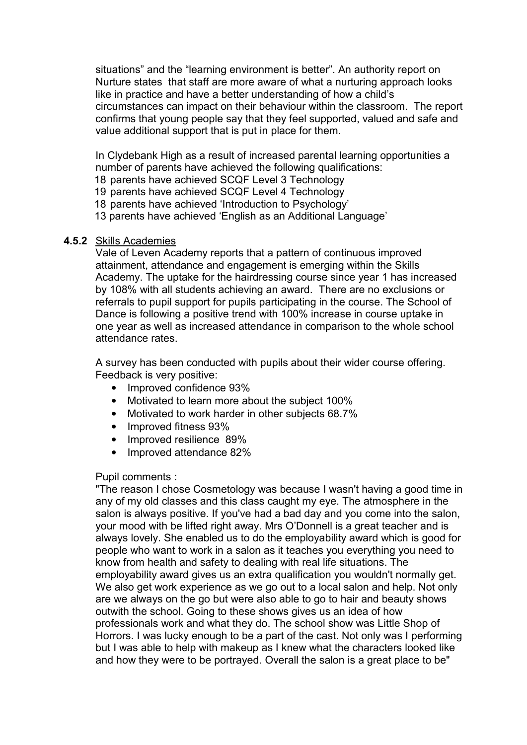situations" and the "learning environment is better". An authority report on Nurture states that staff are more aware of what a nurturing approach looks like in practice and have a better understanding of how a child's circumstances can impact on their behaviour within the classroom. The report confirms that young people say that they feel supported, valued and safe and value additional support that is put in place for them.

In Clydebank High as a result of increased parental learning opportunities a number of parents have achieved the following qualifications:
18 parents have achieved SCQF Level 3 Technology
19 parents have achieved SCQF Level 4 Technology
18 parents have achieved 'Introduction to Psychology'
13 parents have achieved 'English as an Additional Language'

**4.5.2** Skills Academies

Vale of Leven Academy reports that a pattern of continuous improved attainment, attendance and engagement is emerging within the Skills Academy. The uptake for the hairdressing course since year 1 has increased by 108% with all students achieving an award. There are no exclusions or referrals to pupil support for pupils participating in the course. The School of Dance is following a positive trend with 100% increase in course uptake in one year as well as increased attendance in comparison to the whole school attendance rates.

A survey has been conducted with pupils about their wider course offering. Feedback is very positive:

- Improved confidence 93%
- Motivated to learn more about the subject 100%
- Motivated to work harder in other subjects 68.7%
- Improved fitness 93%
- Improved resilience 89%
- Improved attendance 82%

Pupil comments :

"The reason I chose Cosmetology was because I wasn't having a good time in any of my old classes and this class caught my eye. The atmosphere in the salon is always positive. If you've had a bad day and you come into the salon, your mood with be lifted right away. Mrs O'Donnell is a great teacher and is always lovely. She enabled us to do the employability award which is good for people who want to work in a salon as it teaches you everything you need to know from health and safety to dealing with real life situations. The employability award gives us an extra qualification you wouldn't normally get. We also get work experience as we go out to a local salon and help. Not only are we always on the go but were also able to go to hair and beauty shows outwith the school. Going to these shows gives us an idea of how professionals work and what they do. The school show was Little Shop of Horrors. I was lucky enough to be a part of the cast. Not only was I performing but I was able to help with makeup as I knew what the characters looked like and how they were to be portrayed. Overall the salon is a great place to be"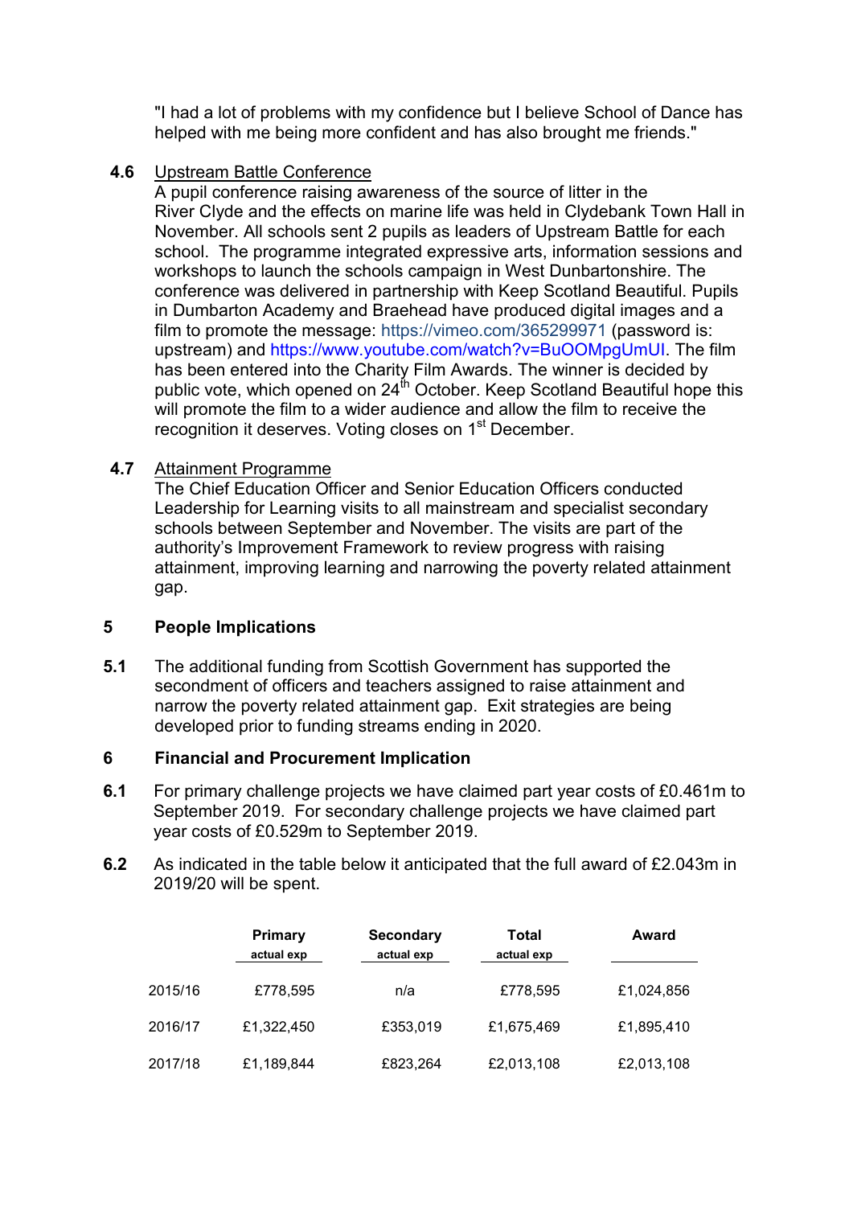"I had a lot of problems with my confidence but I believe School of Dance has helped with me being more confident and has also brought me friends."

**4.6** Upstream Battle Conference

A pupil conference raising awareness of the source of litter in the River Clyde and the effects on marine life was held in Clydebank Town Hall in November. All schools sent 2 pupils as leaders of Upstream Battle for each school. The programme integrated expressive arts, information sessions and workshops to launch the schools campaign in West Dunbartonshire. The conference was delivered in partnership with Keep Scotland Beautiful. Pupils in Dumbarton Academy and Braehead have produced digital images and a film to promote the message: https://vimeo.com/365299971 (password is: upstream) and https://www.youtube.com/watch?v=BuOOMpgUmUI. The film has been entered into the Charity Film Awards. The winner is decided by public vote, which opened on 24th October. Keep Scotland Beautiful hope this will promote the film to a wider audience and allow the film to receive the recognition it deserves. Voting closes on 1st December.

**4.7** Attainment Programme

The Chief Education Officer and Senior Education Officers conducted Leadership for Learning visits to all mainstream and specialist secondary schools between September and November. The visits are part of the authority's Improvement Framework to review progress with raising attainment, improving learning and narrowing the poverty related attainment gap.

## 5 People Implications

**5.1** The additional funding from Scottish Government has supported the secondment of officers and teachers assigned to raise attainment and narrow the poverty related attainment gap. Exit strategies are being developed prior to funding streams ending in 2020.

## 6 Financial and Procurement Implication

**6.1** For primary challenge projects we have claimed part year costs of £0.461m to September 2019. For secondary challenge projects we have claimed part year costs of £0.529m to September 2019.

**6.2** As indicated in the table below it anticipated that the full award of £2.043m in 2019/20 will be spent.

| | Primary actual exp | Secondary actual exp | Total actual exp | Award |
|---|---|---|---|---|
| 2015/16 | £778,595 | n/a | £778,595 | £1,024,856 |
| 2016/17 | £1,322,450 | £353,019 | £1,675,469 | £1,895,410 |
| 2017/18 | £1,189,844 | £823,264 | £2,013,108 | £2,013,108 |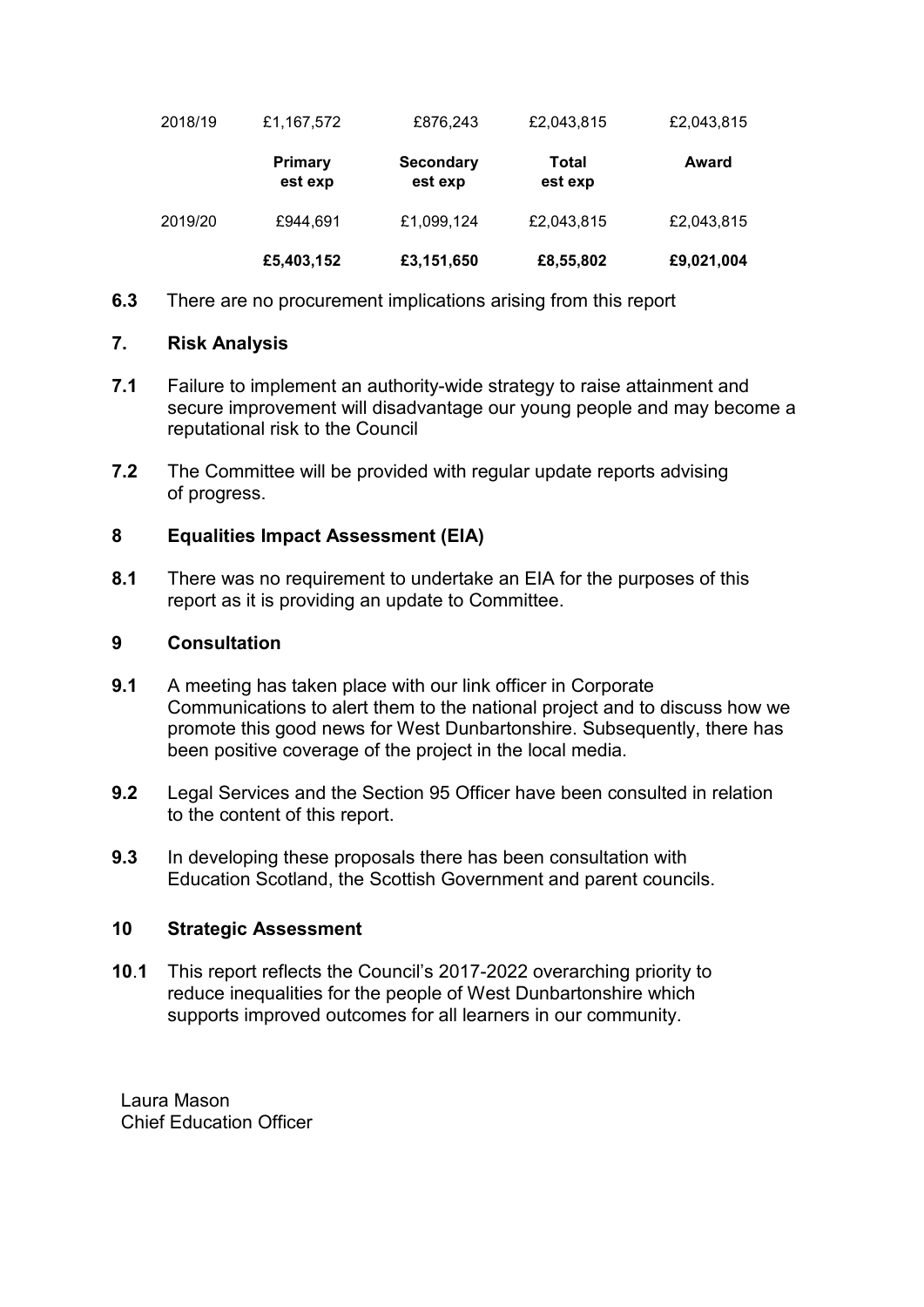| 2018/19 | £1,167,572 | £876,243 | £2,043,815 | £2,043,815 |
|---|---|---|---|---|
| | **Primary est exp** | **Secondary est exp** | **Total est exp** | **Award** |
| 2019/20 | £944,691 | £1,099,124 | £2,043,815 | £2,043,815 |
| | **£5,403,152** | **£3,151,650** | **£8,55,802** | **£9,021,004** |

**6.3** There are no procurement implications arising from this report

## 7. Risk Analysis

**7.1** Failure to implement an authority-wide strategy to raise attainment and secure improvement will disadvantage our young people and may become a reputational risk to the Council

**7.2** The Committee will be provided with regular update reports advising of progress.

## 8 Equalities Impact Assessment (EIA)

**8.1** There was no requirement to undertake an EIA for the purposes of this report as it is providing an update to Committee.

## 9 Consultation

**9.1** A meeting has taken place with our link officer in Corporate Communications to alert them to the national project and to discuss how we promote this good news for West Dunbartonshire. Subsequently, there has been positive coverage of the project in the local media.

**9.2** Legal Services and the Section 95 Officer have been consulted in relation to the content of this report.

**9.3** In developing these proposals there has been consultation with Education Scotland, the Scottish Government and parent councils.

## 10 Strategic Assessment

**10.1** This report reflects the Council's 2017-2022 overarching priority to reduce inequalities for the people of West Dunbartonshire which supports improved outcomes for all learners in our community.

Laura Mason
Chief Education Officer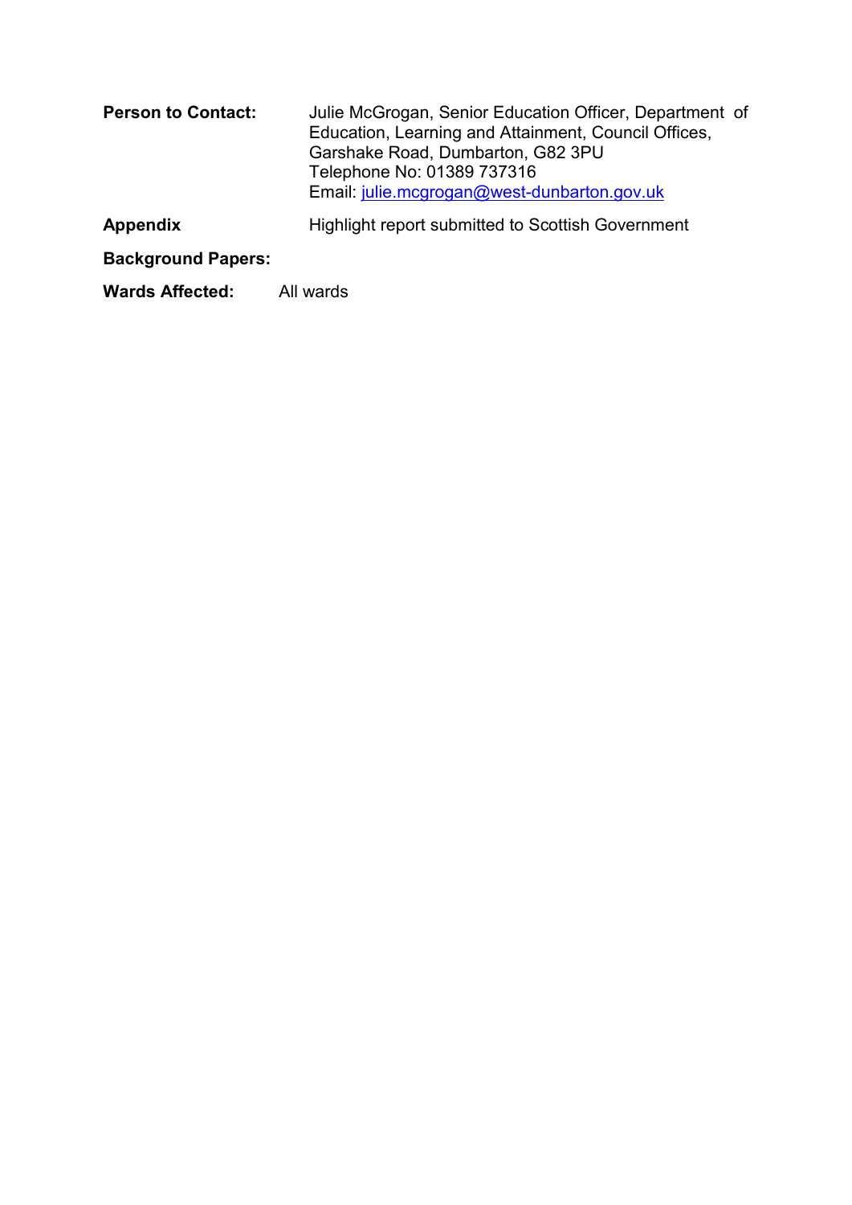**Person to Contact:** Julie McGrogan, Senior Education Officer, Department of Education, Learning and Attainment, Council Offices, Garshake Road, Dumbarton, G82 3PU
Telephone No: 01389 737316
Email: julie.mcgrogan@west-dunbarton.gov.uk

**Appendix** Highlight report submitted to Scottish Government

**Background Papers:**

**Wards Affected:** All wards